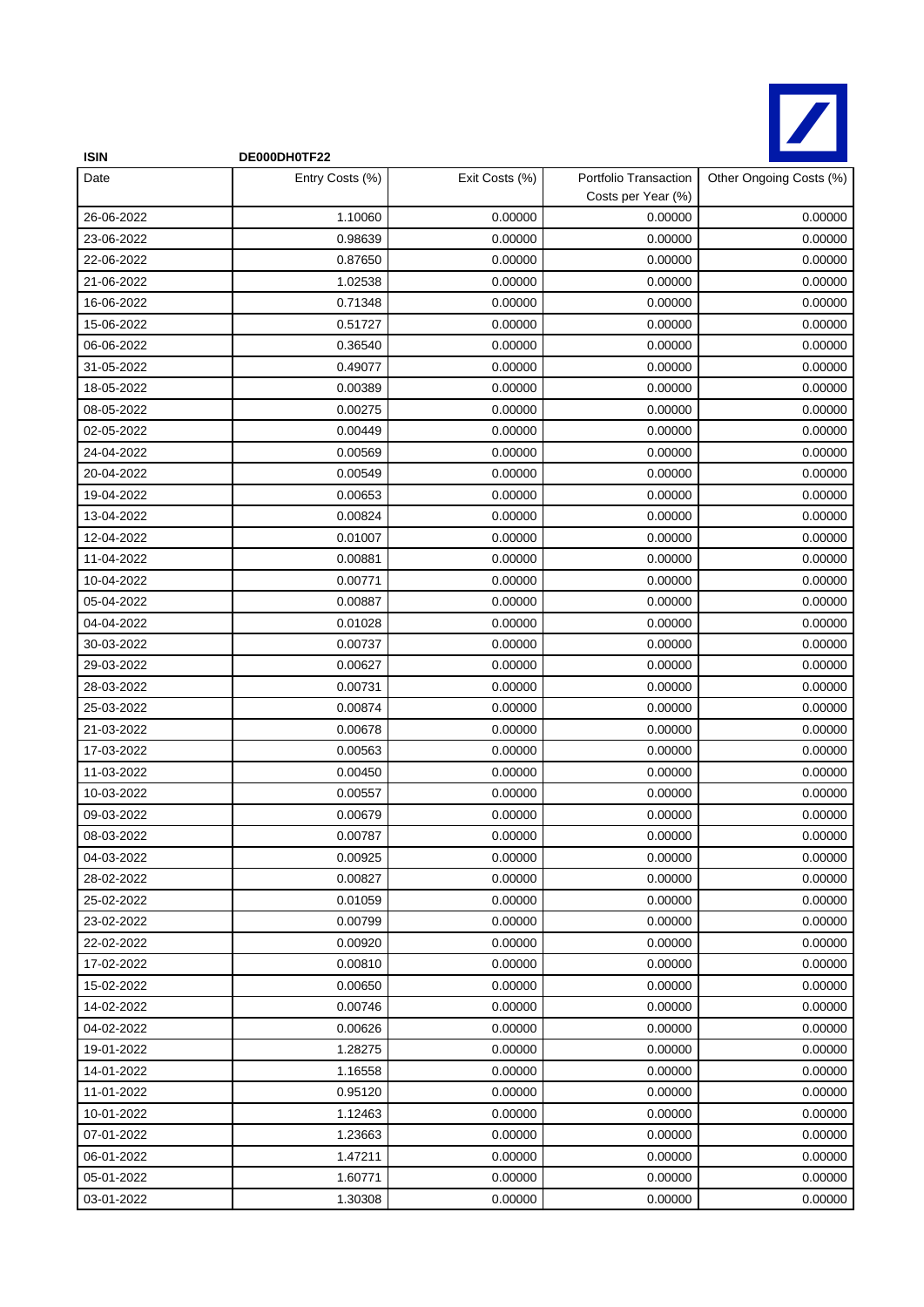**ISIN** **DE000DH0TF22**

| Date | Entry Costs (%) | Exit Costs (%) | Portfolio Transaction Costs per Year (%) | Other Ongoing Costs (%) |
|---|---|---|---|---|
| 26-06-2022 | 1.10060 | 0.00000 | 0.00000 | 0.00000 |
| 23-06-2022 | 0.98639 | 0.00000 | 0.00000 | 0.00000 |
| 22-06-2022 | 0.87650 | 0.00000 | 0.00000 | 0.00000 |
| 21-06-2022 | 1.02538 | 0.00000 | 0.00000 | 0.00000 |
| 16-06-2022 | 0.71348 | 0.00000 | 0.00000 | 0.00000 |
| 15-06-2022 | 0.51727 | 0.00000 | 0.00000 | 0.00000 |
| 06-06-2022 | 0.36540 | 0.00000 | 0.00000 | 0.00000 |
| 31-05-2022 | 0.49077 | 0.00000 | 0.00000 | 0.00000 |
| 18-05-2022 | 0.00389 | 0.00000 | 0.00000 | 0.00000 |
| 08-05-2022 | 0.00275 | 0.00000 | 0.00000 | 0.00000 |
| 02-05-2022 | 0.00449 | 0.00000 | 0.00000 | 0.00000 |
| 24-04-2022 | 0.00569 | 0.00000 | 0.00000 | 0.00000 |
| 20-04-2022 | 0.00549 | 0.00000 | 0.00000 | 0.00000 |
| 19-04-2022 | 0.00653 | 0.00000 | 0.00000 | 0.00000 |
| 13-04-2022 | 0.00824 | 0.00000 | 0.00000 | 0.00000 |
| 12-04-2022 | 0.01007 | 0.00000 | 0.00000 | 0.00000 |
| 11-04-2022 | 0.00881 | 0.00000 | 0.00000 | 0.00000 |
| 10-04-2022 | 0.00771 | 0.00000 | 0.00000 | 0.00000 |
| 05-04-2022 | 0.00887 | 0.00000 | 0.00000 | 0.00000 |
| 04-04-2022 | 0.01028 | 0.00000 | 0.00000 | 0.00000 |
| 30-03-2022 | 0.00737 | 0.00000 | 0.00000 | 0.00000 |
| 29-03-2022 | 0.00627 | 0.00000 | 0.00000 | 0.00000 |
| 28-03-2022 | 0.00731 | 0.00000 | 0.00000 | 0.00000 |
| 25-03-2022 | 0.00874 | 0.00000 | 0.00000 | 0.00000 |
| 21-03-2022 | 0.00678 | 0.00000 | 0.00000 | 0.00000 |
| 17-03-2022 | 0.00563 | 0.00000 | 0.00000 | 0.00000 |
| 11-03-2022 | 0.00450 | 0.00000 | 0.00000 | 0.00000 |
| 10-03-2022 | 0.00557 | 0.00000 | 0.00000 | 0.00000 |
| 09-03-2022 | 0.00679 | 0.00000 | 0.00000 | 0.00000 |
| 08-03-2022 | 0.00787 | 0.00000 | 0.00000 | 0.00000 |
| 04-03-2022 | 0.00925 | 0.00000 | 0.00000 | 0.00000 |
| 28-02-2022 | 0.00827 | 0.00000 | 0.00000 | 0.00000 |
| 25-02-2022 | 0.01059 | 0.00000 | 0.00000 | 0.00000 |
| 23-02-2022 | 0.00799 | 0.00000 | 0.00000 | 0.00000 |
| 22-02-2022 | 0.00920 | 0.00000 | 0.00000 | 0.00000 |
| 17-02-2022 | 0.00810 | 0.00000 | 0.00000 | 0.00000 |
| 15-02-2022 | 0.00650 | 0.00000 | 0.00000 | 0.00000 |
| 14-02-2022 | 0.00746 | 0.00000 | 0.00000 | 0.00000 |
| 04-02-2022 | 0.00626 | 0.00000 | 0.00000 | 0.00000 |
| 19-01-2022 | 1.28275 | 0.00000 | 0.00000 | 0.00000 |
| 14-01-2022 | 1.16558 | 0.00000 | 0.00000 | 0.00000 |
| 11-01-2022 | 0.95120 | 0.00000 | 0.00000 | 0.00000 |
| 10-01-2022 | 1.12463 | 0.00000 | 0.00000 | 0.00000 |
| 07-01-2022 | 1.23663 | 0.00000 | 0.00000 | 0.00000 |
| 06-01-2022 | 1.47211 | 0.00000 | 0.00000 | 0.00000 |
| 05-01-2022 | 1.60771 | 0.00000 | 0.00000 | 0.00000 |
| 03-01-2022 | 1.30308 | 0.00000 | 0.00000 | 0.00000 |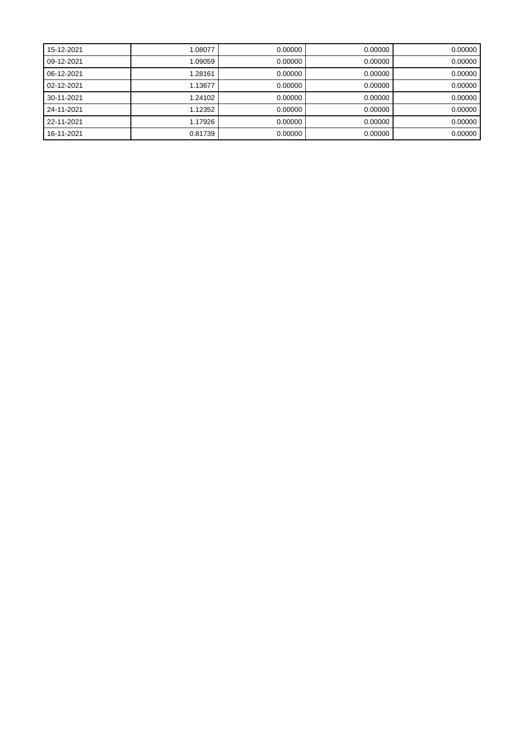| | | | | |
|---|---|---|---|---|
| 15-12-2021 | 1.08077 | 0.00000 | 0.00000 | 0.00000 |
| 09-12-2021 | 1.09059 | 0.00000 | 0.00000 | 0.00000 |
| 06-12-2021 | 1.28161 | 0.00000 | 0.00000 | 0.00000 |
| 02-12-2021 | 1.13677 | 0.00000 | 0.00000 | 0.00000 |
| 30-11-2021 | 1.24102 | 0.00000 | 0.00000 | 0.00000 |
| 24-11-2021 | 1.12352 | 0.00000 | 0.00000 | 0.00000 |
| 22-11-2021 | 1.17926 | 0.00000 | 0.00000 | 0.00000 |
| 16-11-2021 | 0.81739 | 0.00000 | 0.00000 | 0.00000 |